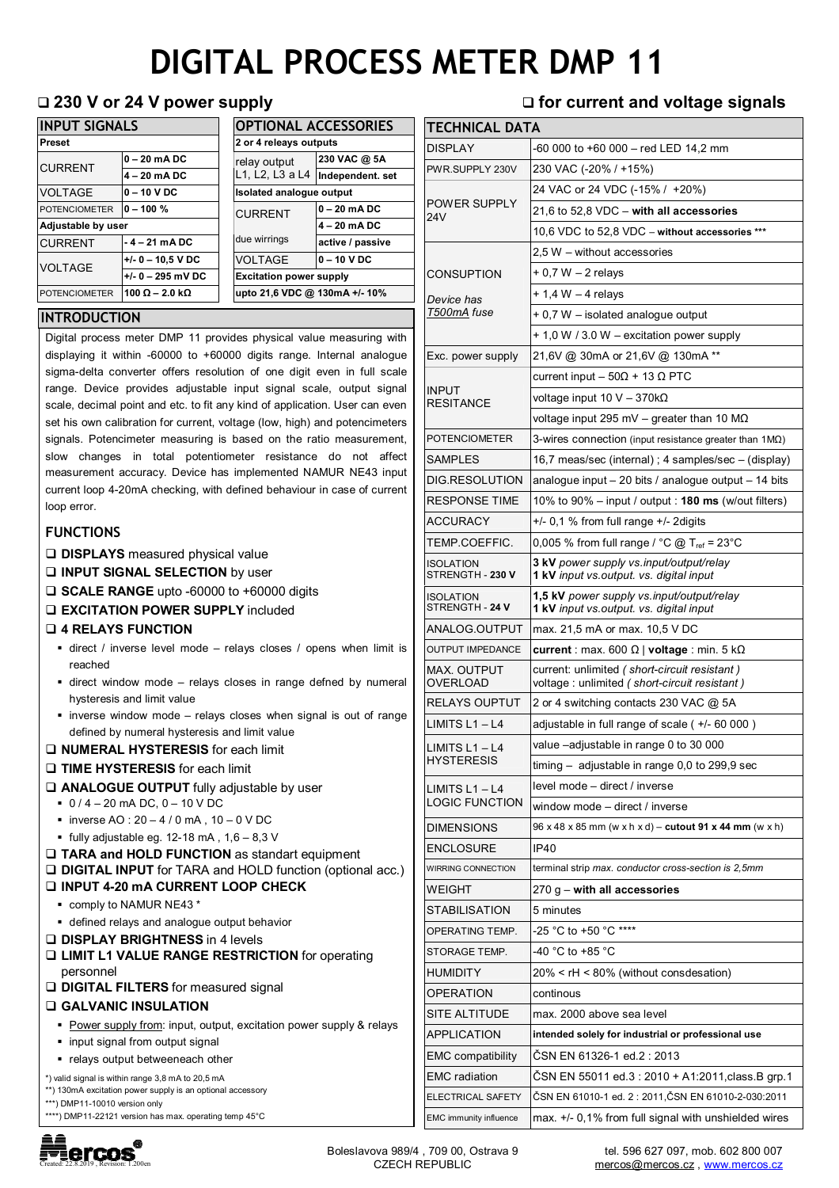# DIGITAL PROCESS METER DMP 11

❑ **230 V or 24 V power supply** ❑ **for current and voltage signals**

## INPUT SIGNALS

| **Preset** | |
|---|---|
| CURRENT | **0 – 20 mA DC** |
| | **4 – 20 mA DC** |
| VOLTAGE | **0 – 10 V DC** |
| POTENCIOMETER | **0 – 100 %** |
| **Adjustable by user** | |
| CURRENT | **- 4 – 21 mA DC** |
| VOLTAGE | **+/- 0 – 10,5 V DC** |
| | **+/- 0 – 295 mV DC** |
| POTENCIOMETER | **100 Ω – 2.0 kΩ** |

## OPTIONAL ACCESSORIES

| **2 or 4 releays outputs** | |
|---|---|
| relay output L1, L2, L3 a L4 | **230 VAC @ 5A** |
| | **Independent. set** |
| **Isolated analogue output** | |
| CURRENT | **0 – 20 mA DC** |
| | **4 – 20 mA DC** |
| due wirrings | **active / passive** |
| VOLTAGE | **0 – 10 V DC** |
| **Excitation power supply** | |
| **upto 21,6 VDC @ 130mA +/- 10%** | |

## INTRODUCTION

Digital process meter DMP 11 provides physical value measuring with displaying it within -60000 to +60000 digits range. Internal analogue sigma-delta converter offers resolution of one digit even in full scale range. Device provides adjustable input signal scale, output signal scale, decimal point and etc. to fit any kind of application. User can even set his own calibration for current, voltage (low, high) and potencimeters signals. Potencimeter measuring is based on the ratio measurement, slow changes in total potentiometer resistance do not affect measurement accuracy. Device has implemented NAMUR NE43 input current loop 4-20mA checking, with defined behaviour in case of current loop error.

## FUNCTIONS

- ❑ **DISPLAYS** measured physical value
- ❑ **INPUT SIGNAL SELECTION** by user
- ❑ **SCALE RANGE** upto -60000 to +60000 digits
- ❑ **EXCITATION POWER SUPPLY** included
- ❑ **4 RELAYS FUNCTION**
  - direct / inverse level mode – relays closes / opens when limit is reached
  - direct window mode – relays closes in range defned by numeral hysteresis and limit value
  - inverse window mode – relays closes when signal is out of range defined by numeral hysteresis and limit value
- ❑ **NUMERAL HYSTERESIS** for each limit
- ❑ **TIME HYSTERESIS** for each limit
- ❑ **ANALOGUE OUTPUT** fully adjustable by user
  - 0 / 4 – 20 mA DC, 0 – 10 V DC
  - inverse AO : 20 – 4 / 0 mA , 10 – 0 V DC
  - fully adjustable eg. 12-18 mA , 1,6 – 8,3 V
- ❑ **TARA and HOLD FUNCTION** as standart equipment
- ❑ **DIGITAL INPUT** for TARA and HOLD function (optional acc.)
- ❑ **INPUT 4-20 mA CURRENT LOOP CHECK**
  - comply to NAMUR NE43 *
  - defined relays and analogue output behavior
- ❑ **DISPLAY BRIGHTNESS** in 4 levels
- ❑ **LIMIT L1 VALUE RANGE RESTRICTION** for operating personnel
- ❑ **DIGITAL FILTERS** for measured signal
- ❑ **GALVANIC INSULATION**
  - Power supply from: input, output, excitation power supply & relays
  - input signal from output signal
  - relays output betweeneach other

*) valid signal is within range 3,8 mA to 20,5 mA
**) 130mA excitation power supply is an optional accessory
***) DMP11-10010 version only
****) DMP11-22121 version has max. operating temp 45°C

## TECHNICAL DATA

| | |
|---|---|
| DISPLAY | -60 000 to +60 000 – red LED 14,2 mm |
| PWR.SUPPLY 230V | 230 VAC (-20% / +15%) |
| POWER SUPPLY 24V | 24 VAC or 24 VDC (-15% / +20%) |
| | 21,6 to 52,8 VDC – **with all accessories** |
| | 10,6 VDC to 52,8 VDC – **without accessories \*\*\*** |
| CONSUPTION *Device has T500mA fuse* | 2,5 W – without accessories |
| | + 0,7 W – 2 relays |
| | + 1,4 W – 4 relays |
| | + 0,7 W – isolated analogue output |
| | + 1,0 W / 3.0 W – excitation power supply |
| Exc. power supply | 21,6V @ 30mA or 21,6V @ 130mA ** |
| INPUT RESITANCE | current input – 50Ω + 13 Ω PTC |
| | voltage input 10 V – 370kΩ |
| | voltage input 295 mV – greater than 10 MΩ |
| POTENCIOMETER | 3-wires connection (input resistance greater than 1MΩ) |
| SAMPLES | 16,7 meas/sec (internal) ; 4 samples/sec – (display) |
| DIG.RESOLUTION | analogue input – 20 bits / analogue output – 14 bits |
| RESPONSE TIME | 10% to 90% – input / output : **180 ms** (w/out filters) |
| ACCURACY | +/- 0,1 % from full range +/- 2digits |
| TEMP.COEFFIC. | 0,005 % from full range / °C @ $T_{ref}$ = 23°C |
| ISOLATION STRENGTH - **230 V** | **3 kV** *power supply vs.input/output/relay* **1 kV** *input vs.output. vs. digital input* |
| ISOLATION STRENGTH - **24 V** | **1,5 kV** *power supply vs.input/output/relay* **1 kV** *input vs.output. vs. digital input* |
| ANALOG.OUTPUT | max. 21,5 mA or max. 10,5 V DC |
| OUTPUT IMPEDANCE | **current** : max. 600 Ω \| **voltage** : min. 5 kΩ |
| MAX. OUTPUT OVERLOAD | current: unlimited *( short-circuit resistant )* voltage : unlimited *( short-circuit resistant )* |
| RELAYS OUPTUT | 2 or 4 switching contacts 230 VAC @ 5A |
| LIMITS L1 – L4 | adjustable in full range of scale ( +/- 60 000 ) |
| LIMITS L1 – L4 HYSTERESIS | value –adjustable in range 0 to 30 000 |
| | timing – adjustable in range 0,0 to 299,9 sec |
| LIMITS L1 – L4 LOGIC FUNCTION | level mode – direct / inverse |
| | window mode – direct / inverse |
| DIMENSIONS | 96 x 48 x 85 mm (w x h x d) – **cutout 91 x 44 mm** (w x h) |
| ENCLOSURE | IP40 |
| WIRRING CONNECTION | terminal strip *max. conductor cross-section is 2,5mm* |
| WEIGHT | 270 g – **with all accessories** |
| STABILISATION | 5 minutes |
| OPERATING TEMP. | -25 °C to +50 °C **** |
| STORAGE TEMP. | -40 °C to +85 °C |
| HUMIDITY | 20% < rH < 80% (without consdesation) |
| OPERATION | continous |
| SITE ALTITUDE | max. 2000 above sea level |
| APPLICATION | **intended solely for industrial or professional use** |
| EMC compatibility | ČSN EN 61326-1 ed.2 : 2013 |
| EMC radiation | ČSN EN 55011 ed.3 : 2010 + A1:2011,class.B grp.1 |
| ELECTRICAL SAFETY | ČSN EN 61010-1 ed. 2 : 2011,ČSN EN 61010-2-030:2011 |
| EMC immunity influence | max. +/- 0,1% from full signal with unshielded wires |

Mercos — Created: 22.8.2019 , Revision: 1.200en

Boleslavova 989/4 , 709 00, Ostrava 9
CZECH REPUBLIC

tel. 596 627 097, mob. 602 800 007
mercos@mercos.cz , www.mercos.cz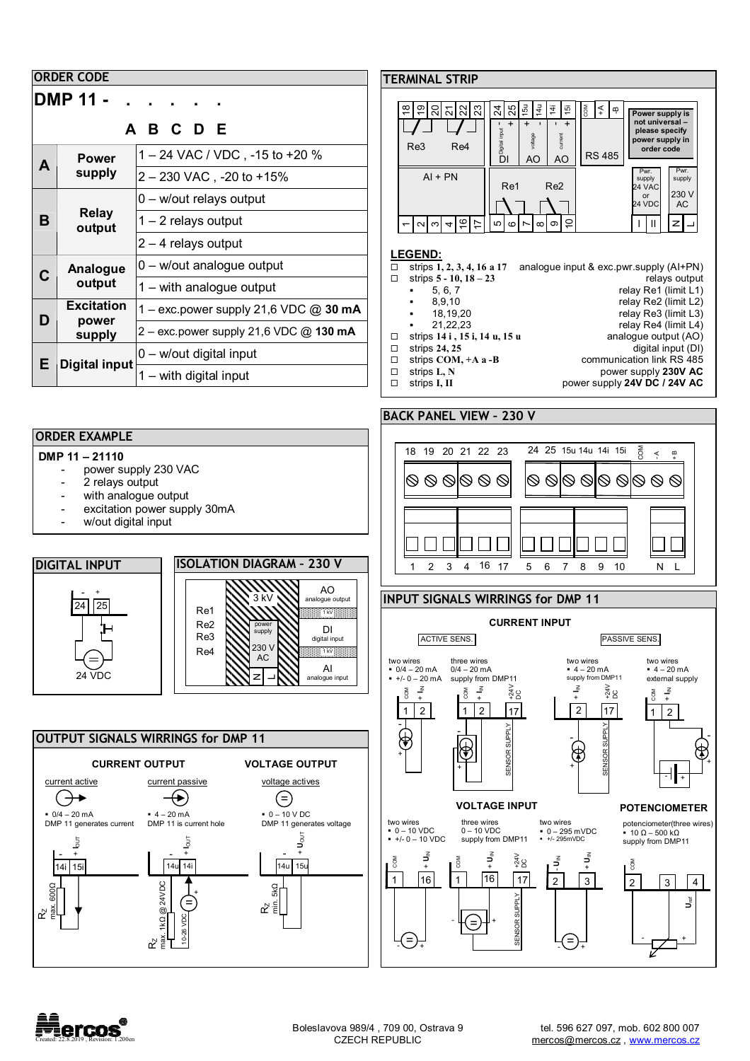## ORDER CODE

**DMP 11 - . . . . .**

**A B C D E**

| | | |
|---|---|---|
| **A** | **Power supply** | 1 – 24 VAC / VDC , -15 to +20 % |
| | | 2 – 230 VAC , -20 to +15% |
| **B** | **Relay output** | 0 – w/out relays output |
| | | 1 – 2 relays output |
| | | 2 – 4 relays output |
| **C** | **Analogue output** | 0 – w/out analogue output |
| | | 1 – with analogue output |
| **D** | **Excitation power supply** | 1 – exc.power supply 21,6 VDC @ **30 mA** |
| | | 2 – exc.power supply 21,6 VDC @ **130 mA** |
| **E** | **Digital input** | 0 – w/out digital input |
| | | 1 – with digital input |

## TERMINAL STRIP

18 19 20 21 22 23 — Re3, Re4
24 25 — DI (Digital input - +)
15u 14u — AO (voltage + -)
14i 15i — AO (current - +)
COM +A -B — RS 485

Power supply is not universal – please specify power supply in order code

1 2 3 4 16 17 — AI + PN
5 6 7 8 9 10 — Re1, Re2
I II — Pwr. supply 24 VAC or 24 VDC
N L — Pwr. supply 230 V AC

**LEGEND:**

| | |
|---|---|
| strips **1, 2, 3, 4, 16 a 17** | analogue input & exc.pwr.supply (AI+PN) |
| strips **5 - 10, 18 – 23** | relays output |
| ▪ 5, 6, 7 | relay Re1 (limit L1) |
| ▪ 8,9,10 | relay Re2 (limit L2) |
| ▪ 18,19,20 | relay Re3 (limit L3) |
| ▪ 21,22,23 | relay Re4 (limit L4) |
| strips **14 i , 15 i, 14 u, 15 u** | analogue output (AO) |
| strips **24, 25** | digital input (DI) |
| strips **COM, +A a -B** | communication link RS 485 |
| strips **L, N** | power supply **230V AC** |
| strips **I, II** | power supply **24V DC / 24V AC** |

## ORDER EXAMPLE

**DMP 11 – 21110**

- power supply 230 VAC
- 2 relays output
- with analogue output
- excitation power supply 30mA
- w/out digital input

## BACK PANEL VIEW - 230 V

18 19 20 21 22 23 24 25 15u 14u 14i 15i COM -A +B

1 2 3 4 16 17 5 6 7 8 9 10 N L

## DIGITAL INPUT

- + 
24 25
24 VDC

## ISOLATION DIAGRAM - 230 V

Re1
Re2
Re3
Re4
3 kV
power supply
230 V AC
N L
AO analogue output
1 kV
DI digital input
1 kV
AI analogue input

## INPUT SIGNALS WIRRINGS for DMP 11

### CURRENT INPUT

ACTIVE SENS.

two wires
- 0/4 – 20 mA
- +/- 0 – 20 mA

COM, + $I_{IN}$ — 1 2

three wires
0/4 – 20 mA
supply from DMP11

COM, + $I_{IN}$, +24V DC — 1 2 17 — SENSOR SUPPLY

PASSIVE SENS.

two wires
- 4 – 20 mA
supply from DMP11

+ $I_{IN}$, +24V DC — 2 17 — SENSOR SUPPLY

two wires
- 4 – 20 mA
external supply

COM, + $I_{IN}$ — 1 2

### VOLTAGE INPUT

two wires
- 0 – 10 VDC
- +/- 0 – 10 VDC

COM, + $U_{IN}$ — 1 16

three wires
0 – 10 VDC
supply from DMP11

COM, + $U_{IN}$, +24V DC — 1 16 17 — SENSOR SUPPLY

two wires
- 0 – 295 mVDC
- +/- 295mVDC

- $U_{IN}$, + $U_{IN}$ — 2 3

### POTENCIOMETER

potenciometer(three wires)
- 10 Ω – 500 kΩ
supply from DMP11

COM — 2 3 4 — $U_{ref}$

## OUTPUT SIGNALS WIRRINGS for DMP 11

### CURRENT OUTPUT

current active
- 0/4 – 20 mA
DMP 11 generates current

- + $I_{OUT}$ — 14i 15i — $R_Z$ max. 600Ω

current passive
- 4 – 20 mA
DMP 11 is current hole

- + $I_{OUT}$ — 14u 14i — $R_Z$ max. 1kΩ @ 24VDC — 10-26 VDC

### VOLTAGE OUTPUT

voltage actives
- 0 – 10 V DC
DMP 11 generates voltage

- + $U_{OUT}$ — 14u 15u — $R_Z$ min. 5kΩ

Mercos
Created: 22.8.2019 , Revision: 1.200en

Boleslavova 989/4 , 709 00, Ostrava 9
CZECH REPUBLIC

tel. 596 627 097, mob. 602 800 007
mercos@mercos.cz , www.mercos.cz